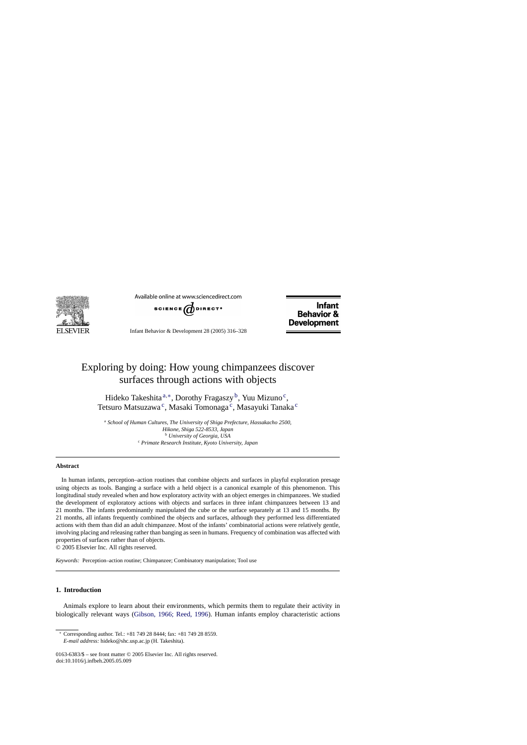# Exploring by doing: How young chimpanzees discover surfaces through actions with objects

Hideko Takeshita[a,*], Dorothy Fragaszy[b], Yuu Mizuno[c], Tetsuro Matsuzawa[c], Masaki Tomonaga[c], Masayuki Tanaka[c]

[a] *School of Human Cultures, The University of Shiga Prefecture, Hassakacho 2500, Hikone, Shiga 522-8533, Japan*
[b] *University of Georgia, USA*
[c] *Primate Research Institute, Kyoto University, Japan*

---

**Abstract**

In human infants, perception–action routines that combine objects and surfaces in playful exploration presage using objects as tools. Banging a surface with a held object is a canonical example of this phenomenon. This longitudinal study revealed when and how exploratory activity with an object emerges in chimpanzees. We studied the development of exploratory actions with objects and surfaces in three infant chimpanzees between 13 and 21 months. The infants predominantly manipulated the cube or the surface separately at 13 and 15 months. By 21 months, all infants frequently combined the objects and surfaces, although they performed less differentiated actions with them than did an adult chimpanzee. Most of the infants' combinatorial actions were relatively gentle, involving placing and releasing rather than banging as seen in humans. Frequency of combination was affected with properties of surfaces rather than of objects.

© 2005 Elsevier Inc. All rights reserved.

*Keywords:* Perception–action routine; Chimpanzee; Combinatory manipulation; Tool use

---

## 1. Introduction

Animals explore to learn about their environments, which permits them to regulate their activity in biologically relevant ways (Gibson, 1966; Reed, 1996). Human infants employ characteristic actions

---

* Corresponding author. Tel.: +81 749 28 8444; fax: +81 749 28 8559.
*E-mail address:* hideko@shc.usp.ac.jp (H. Takeshita).

0163-6383/$ – see front matter © 2005 Elsevier Inc. All rights reserved.
doi:10.1016/j.infbeh.2005.05.009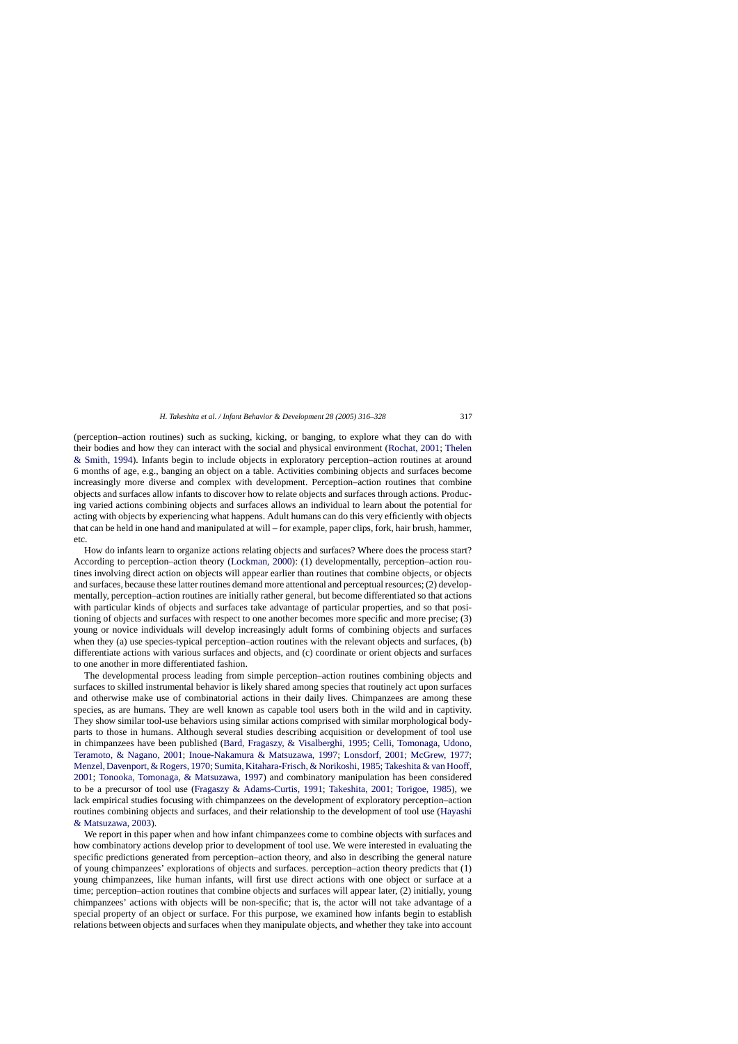(perception–action routines) such as sucking, kicking, or banging, to explore what they can do with their bodies and how they can interact with the social and physical environment (Rochat, 2001; Thelen & Smith, 1994). Infants begin to include objects in exploratory perception–action routines at around 6 months of age, e.g., banging an object on a table. Activities combining objects and surfaces become increasingly more diverse and complex with development. Perception–action routines that combine objects and surfaces allow infants to discover how to relate objects and surfaces through actions. Producing varied actions combining objects and surfaces allows an individual to learn about the potential for acting with objects by experiencing what happens. Adult humans can do this very efficiently with objects that can be held in one hand and manipulated at will – for example, paper clips, fork, hair brush, hammer, etc.

How do infants learn to organize actions relating objects and surfaces? Where does the process start? According to perception–action theory (Lockman, 2000): (1) developmentally, perception–action routines involving direct action on objects will appear earlier than routines that combine objects, or objects and surfaces, because these latter routines demand more attentional and perceptual resources; (2) developmentally, perception–action routines are initially rather general, but become differentiated so that actions with particular kinds of objects and surfaces take advantage of particular properties, and so that positioning of objects and surfaces with respect to one another becomes more specific and more precise; (3) young or novice individuals will develop increasingly adult forms of combining objects and surfaces when they (a) use species-typical perception–action routines with the relevant objects and surfaces, (b) differentiate actions with various surfaces and objects, and (c) coordinate or orient objects and surfaces to one another in more differentiated fashion.

The developmental process leading from simple perception–action routines combining objects and surfaces to skilled instrumental behavior is likely shared among species that routinely act upon surfaces and otherwise make use of combinatorial actions in their daily lives. Chimpanzees are among these species, as are humans. They are well known as capable tool users both in the wild and in captivity. They show similar tool-use behaviors using similar actions comprised with similar morphological body-parts to those in humans. Although several studies describing acquisition or development of tool use in chimpanzees have been published (Bard, Fragaszy, & Visalberghi, 1995; Celli, Tomonaga, Udono, Teramoto, & Nagano, 2001; Inoue-Nakamura & Matsuzawa, 1997; Lonsdorf, 2001; McGrew, 1977; Menzel, Davenport, & Rogers, 1970; Sumita, Kitahara-Frisch, & Norikoshi, 1985; Takeshita & van Hooff, 2001; Tonooka, Tomonaga, & Matsuzawa, 1997) and combinatory manipulation has been considered to be a precursor of tool use (Fragaszy & Adams-Curtis, 1991; Takeshita, 2001; Torigoe, 1985), we lack empirical studies focusing with chimpanzees on the development of exploratory perception–action routines combining objects and surfaces, and their relationship to the development of tool use (Hayashi & Matsuzawa, 2003).

We report in this paper when and how infant chimpanzees come to combine objects with surfaces and how combinatory actions develop prior to development of tool use. We were interested in evaluating the specific predictions generated from perception–action theory, and also in describing the general nature of young chimpanzees' explorations of objects and surfaces. perception–action theory predicts that (1) young chimpanzees, like human infants, will first use direct actions with one object or surface at a time; perception–action routines that combine objects and surfaces will appear later, (2) initially, young chimpanzees' actions with objects will be non-specific; that is, the actor will not take advantage of a special property of an object or surface. For this purpose, we examined how infants begin to establish relations between objects and surfaces when they manipulate objects, and whether they take into account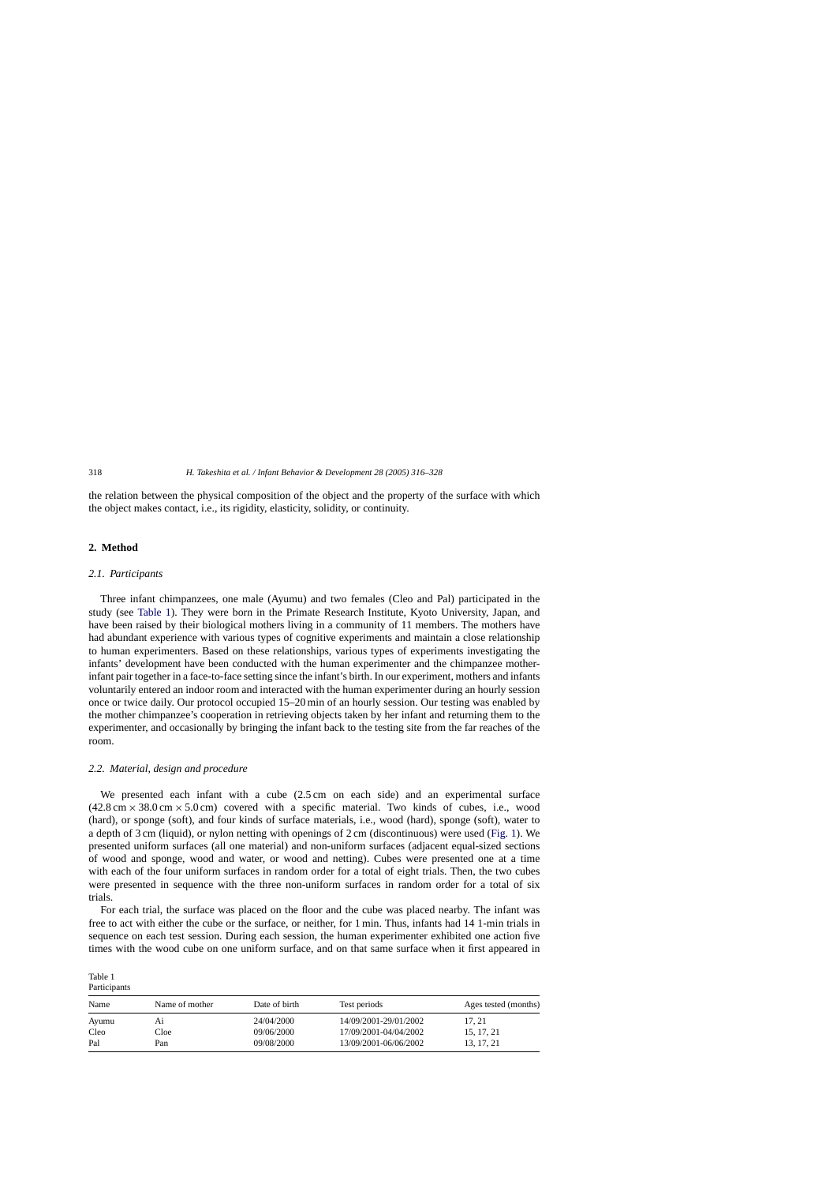the relation between the physical composition of the object and the property of the surface with which the object makes contact, i.e., its rigidity, elasticity, solidity, or continuity.

## 2. Method

### 2.1. Participants

Three infant chimpanzees, one male (Ayumu) and two females (Cleo and Pal) participated in the study (see Table 1). They were born in the Primate Research Institute, Kyoto University, Japan, and have been raised by their biological mothers living in a community of 11 members. The mothers have had abundant experience with various types of cognitive experiments and maintain a close relationship to human experimenters. Based on these relationships, various types of experiments investigating the infants' development have been conducted with the human experimenter and the chimpanzee mother-infant pair together in a face-to-face setting since the infant's birth. In our experiment, mothers and infants voluntarily entered an indoor room and interacted with the human experimenter during an hourly session once or twice daily. Our protocol occupied 15–20 min of an hourly session. Our testing was enabled by the mother chimpanzee's cooperation in retrieving objects taken by her infant and returning them to the experimenter, and occasionally by bringing the infant back to the testing site from the far reaches of the room.

### 2.2. Material, design and procedure

We presented each infant with a cube (2.5 cm on each side) and an experimental surface ($42.8\,\text{cm} \times 38.0\,\text{cm} \times 5.0\,\text{cm}$) covered with a specific material. Two kinds of cubes, i.e., wood (hard), or sponge (soft), and four kinds of surface materials, i.e., wood (hard), sponge (soft), water to a depth of 3 cm (liquid), or nylon netting with openings of 2 cm (discontinuous) were used (Fig. 1). We presented uniform surfaces (all one material) and non-uniform surfaces (adjacent equal-sized sections of wood and sponge, wood and water, or wood and netting). Cubes were presented one at a time with each of the four uniform surfaces in random order for a total of eight trials. Then, the two cubes were presented in sequence with the three non-uniform surfaces in random order for a total of six trials.

For each trial, the surface was placed on the floor and the cube was placed nearby. The infant was free to act with either the cube or the surface, or neither, for 1 min. Thus, infants had 14 1-min trials in sequence on each test session. During each session, the human experimenter exhibited one action five times with the wood cube on one uniform surface, and on that same surface when it first appeared in

Table 1
Participants

| Name | Name of mother | Date of birth | Test periods | Ages tested (months) |
|---|---|---|---|---|
| Ayumu | Ai | 24/04/2000 | 14/09/2001-29/01/2002 | 17, 21 |
| Cleo | Cloe | 09/06/2000 | 17/09/2001-04/04/2002 | 15, 17, 21 |
| Pal | Pan | 09/08/2000 | 13/09/2001-06/06/2002 | 13, 17, 21 |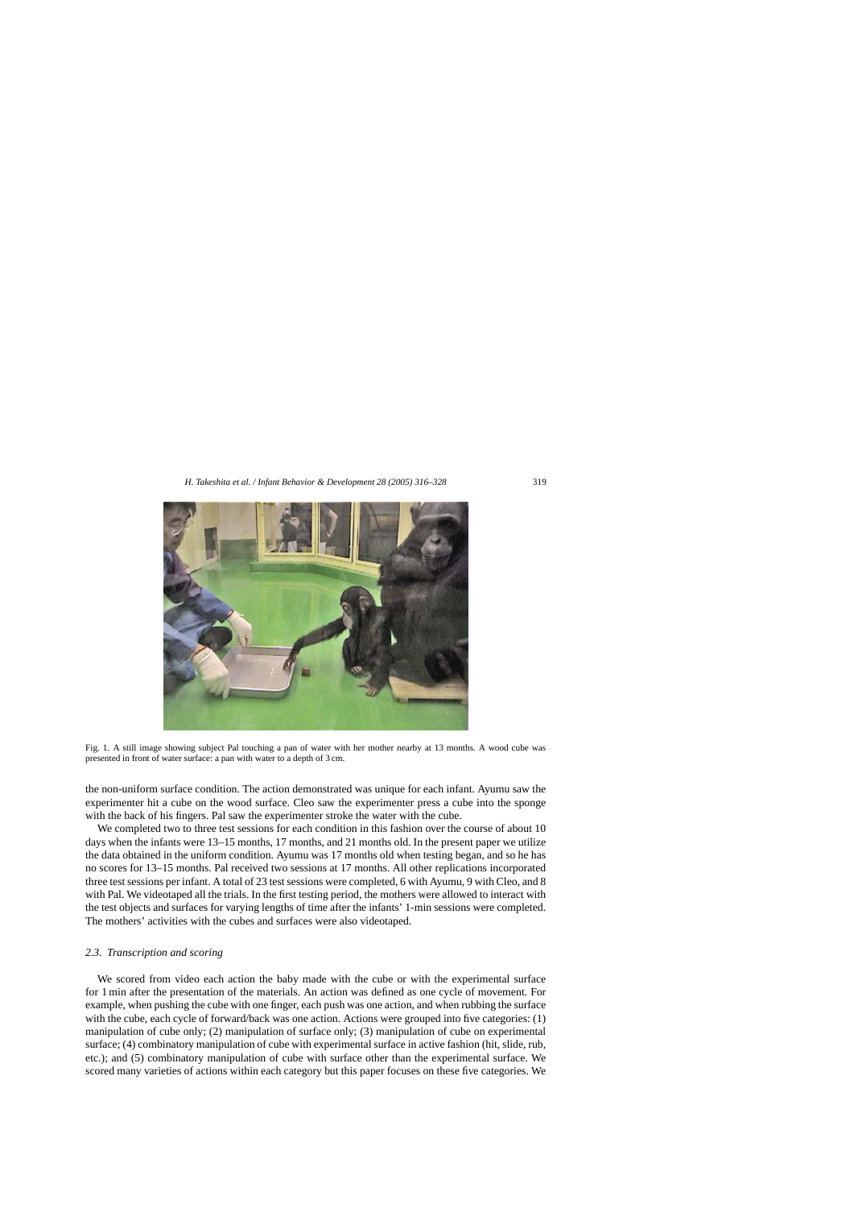Fig. 1. A still image showing subject Pal touching a pan of water with her mother nearby at 13 months. A wood cube was presented in front of water surface: a pan with water to a depth of 3 cm.

the non-uniform surface condition. The action demonstrated was unique for each infant. Ayumu saw the experimenter hit a cube on the wood surface. Cleo saw the experimenter press a cube into the sponge with the back of his fingers. Pal saw the experimenter stroke the water with the cube.

We completed two to three test sessions for each condition in this fashion over the course of about 10 days when the infants were 13–15 months, 17 months, and 21 months old. In the present paper we utilize the data obtained in the uniform condition. Ayumu was 17 months old when testing began, and so he has no scores for 13–15 months. Pal received two sessions at 17 months. All other replications incorporated three test sessions per infant. A total of 23 test sessions were completed, 6 with Ayumu, 9 with Cleo, and 8 with Pal. We videotaped all the trials. In the first testing period, the mothers were allowed to interact with the test objects and surfaces for varying lengths of time after the infants' 1-min sessions were completed. The mothers' activities with the cubes and surfaces were also videotaped.

### 2.3. Transcription and scoring

We scored from video each action the baby made with the cube or with the experimental surface for 1 min after the presentation of the materials. An action was defined as one cycle of movement. For example, when pushing the cube with one finger, each push was one action, and when rubbing the surface with the cube, each cycle of forward/back was one action. Actions were grouped into five categories: (1) manipulation of cube only; (2) manipulation of surface only; (3) manipulation of cube on experimental surface; (4) combinatory manipulation of cube with experimental surface in active fashion (hit, slide, rub, etc.); and (5) combinatory manipulation of cube with surface other than the experimental surface. We scored many varieties of actions within each category but this paper focuses on these five categories. We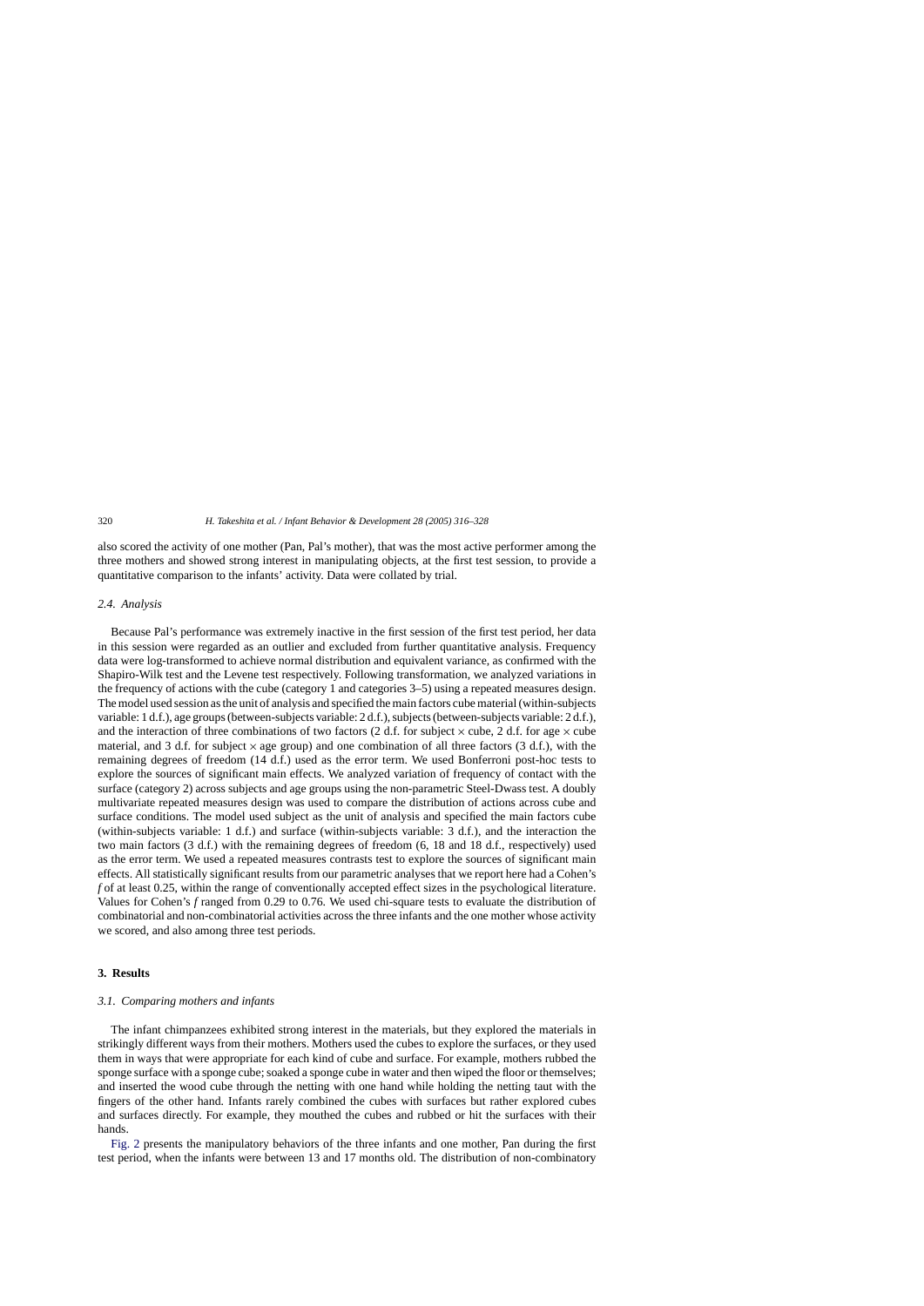also scored the activity of one mother (Pan, Pal's mother), that was the most active performer among the three mothers and showed strong interest in manipulating objects, at the first test session, to provide a quantitative comparison to the infants' activity. Data were collated by trial.

### 2.4. Analysis

Because Pal's performance was extremely inactive in the first session of the first test period, her data in this session were regarded as an outlier and excluded from further quantitative analysis. Frequency data were log-transformed to achieve normal distribution and equivalent variance, as confirmed with the Shapiro-Wilk test and the Levene test respectively. Following transformation, we analyzed variations in the frequency of actions with the cube (category 1 and categories 3–5) using a repeated measures design. The model used session as the unit of analysis and specified the main factors cube material (within-subjects variable: 1 d.f.), age groups (between-subjects variable: 2 d.f.), subjects (between-subjects variable: 2 d.f.), and the interaction of three combinations of two factors (2 d.f. for subject × cube, 2 d.f. for age × cube material, and 3 d.f. for subject × age group) and one combination of all three factors (3 d.f.), with the remaining degrees of freedom (14 d.f.) used as the error term. We used Bonferroni post-hoc tests to explore the sources of significant main effects. We analyzed variation of frequency of contact with the surface (category 2) across subjects and age groups using the non-parametric Steel-Dwass test. A doubly multivariate repeated measures design was used to compare the distribution of actions across cube and surface conditions. The model used subject as the unit of analysis and specified the main factors cube (within-subjects variable: 1 d.f.) and surface (within-subjects variable: 3 d.f.), and the interaction the two main factors (3 d.f.) with the remaining degrees of freedom (6, 18 and 18 d.f., respectively) used as the error term. We used a repeated measures contrasts test to explore the sources of significant main effects. All statistically significant results from our parametric analyses that we report here had a Cohen's $f$ of at least 0.25, within the range of conventionally accepted effect sizes in the psychological literature. Values for Cohen's $f$ ranged from 0.29 to 0.76. We used chi-square tests to evaluate the distribution of combinatorial and non-combinatorial activities across the three infants and the one mother whose activity we scored, and also among three test periods.

## 3. Results

### 3.1. Comparing mothers and infants

The infant chimpanzees exhibited strong interest in the materials, but they explored the materials in strikingly different ways from their mothers. Mothers used the cubes to explore the surfaces, or they used them in ways that were appropriate for each kind of cube and surface. For example, mothers rubbed the sponge surface with a sponge cube; soaked a sponge cube in water and then wiped the floor or themselves; and inserted the wood cube through the netting with one hand while holding the netting taut with the fingers of the other hand. Infants rarely combined the cubes with surfaces but rather explored cubes and surfaces directly. For example, they mouthed the cubes and rubbed or hit the surfaces with their hands.

Fig. 2 presents the manipulatory behaviors of the three infants and one mother, Pan during the first test period, when the infants were between 13 and 17 months old. The distribution of non-combinatory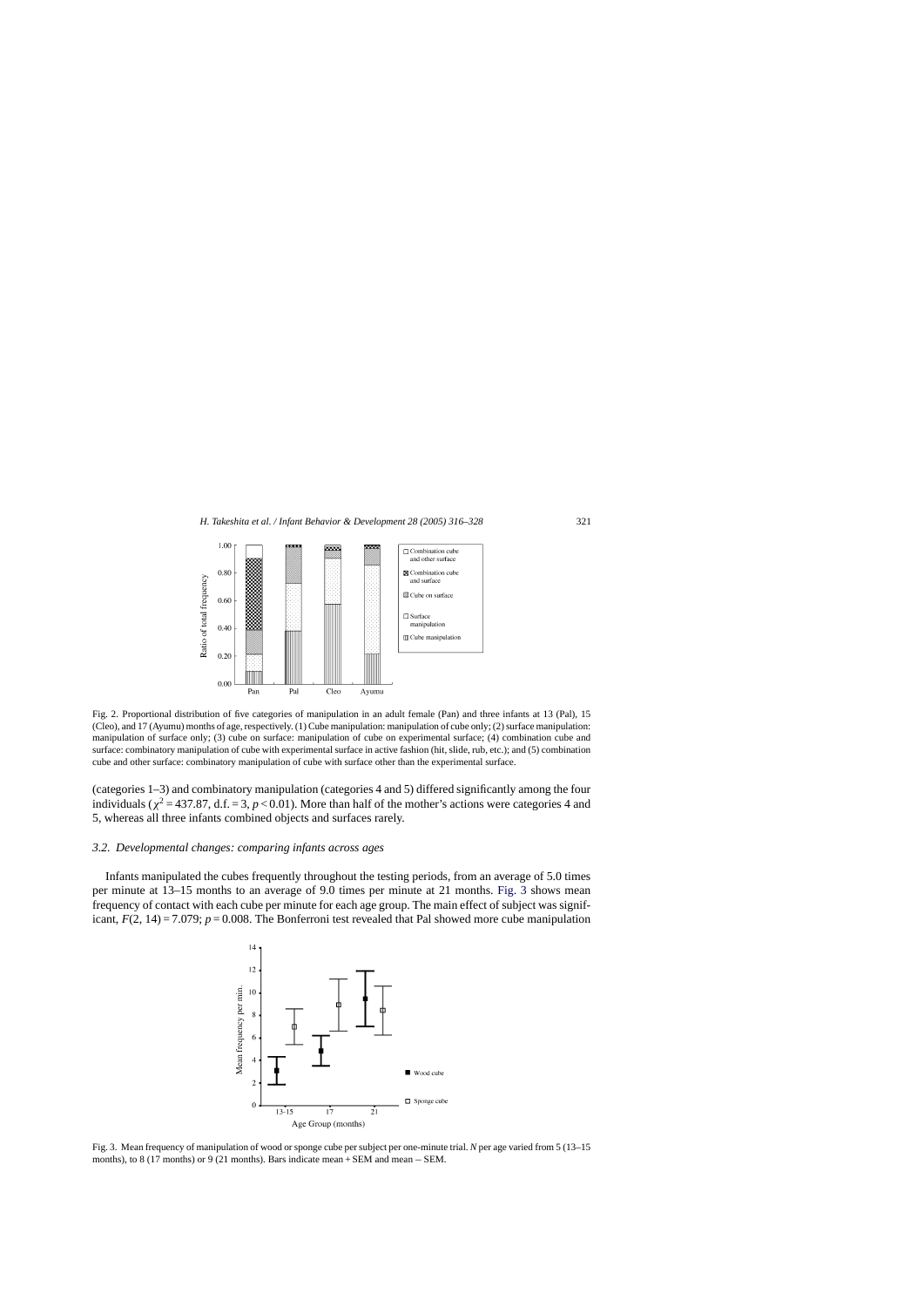Fig. 2. Proportional distribution of five categories of manipulation in an adult female (Pan) and three infants at 13 (Pal), 15 (Cleo), and 17 (Ayumu) months of age, respectively. (1) Cube manipulation: manipulation of cube only; (2) surface manipulation: manipulation of surface only; (3) cube on surface: manipulation of cube on experimental surface; (4) combination cube and surface: combinatory manipulation of cube with experimental surface in active fashion (hit, slide, rub, etc.); and (5) combination cube and other surface: combinatory manipulation of cube with surface other than the experimental surface.

(categories 1–3) and combinatory manipulation (categories 4 and 5) differed significantly among the four individuals ($\chi^2 = 437.87$, d.f. = 3, $p < 0.01$). More than half of the mother's actions were categories 4 and 5, whereas all three infants combined objects and surfaces rarely.

### 3.2. Developmental changes: comparing infants across ages

Infants manipulated the cubes frequently throughout the testing periods, from an average of 5.0 times per minute at 13–15 months to an average of 9.0 times per minute at 21 months. Fig. 3 shows mean frequency of contact with each cube per minute for each age group. The main effect of subject was significant, $F(2, 14) = 7.079$; $p = 0.008$. The Bonferroni test revealed that Pal showed more cube manipulation

Fig. 3. Mean frequency of manipulation of wood or sponge cube per subject per one-minute trial. *N* per age varied from 5 (13–15 months), to 8 (17 months) or 9 (21 months). Bars indicate mean + SEM and mean − SEM.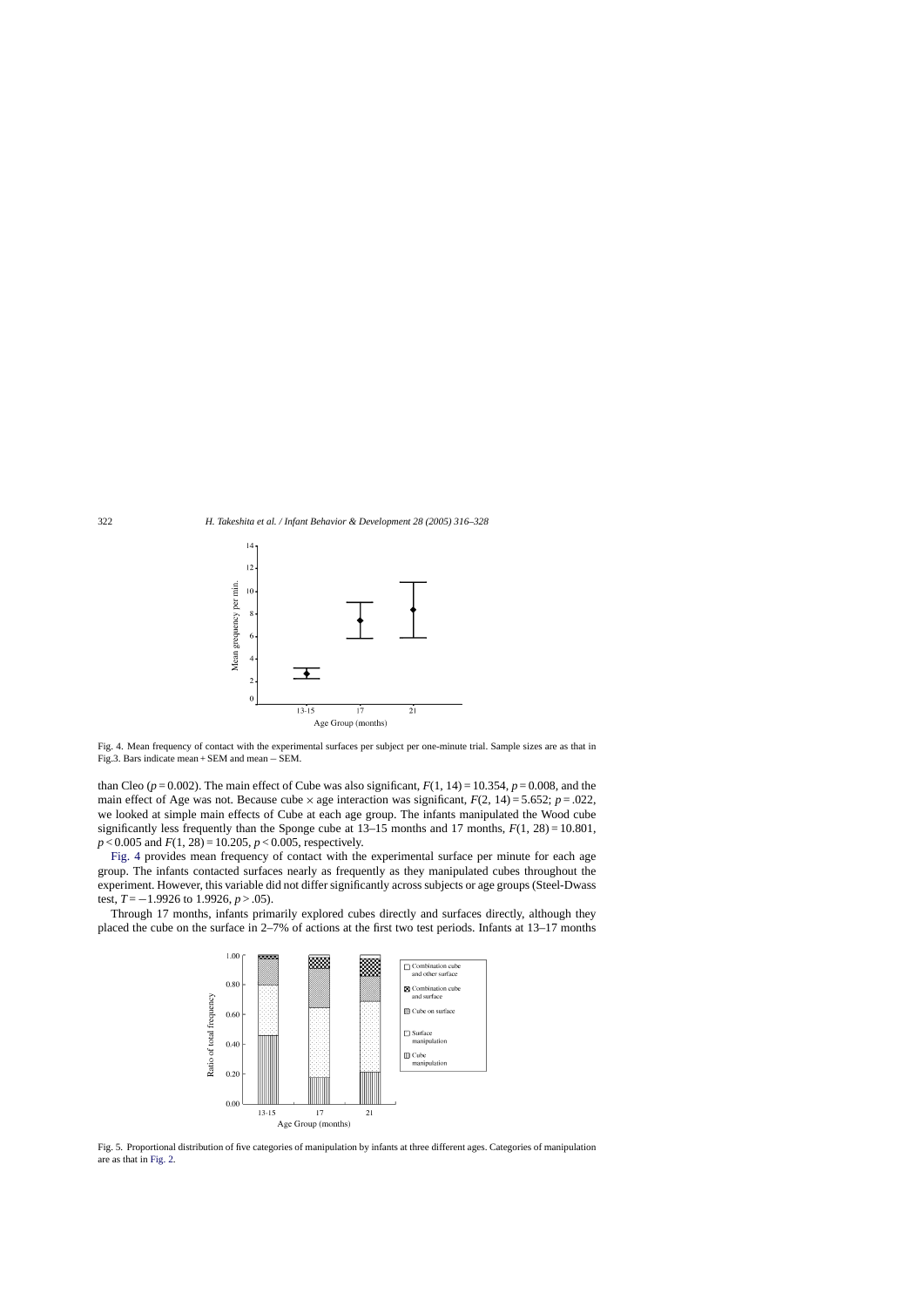Fig. 4. Mean frequency of contact with the experimental surfaces per subject per one-minute trial. Sample sizes are as that in Fig.3. Bars indicate mean + SEM and mean − SEM.

than Cleo ($p = 0.002$). The main effect of Cube was also significant, $F(1, 14) = 10.354$, $p = 0.008$, and the main effect of Age was not. Because cube × age interaction was significant, $F(2, 14) = 5.652$; $p = .022$, we looked at simple main effects of Cube at each age group. The infants manipulated the Wood cube significantly less frequently than the Sponge cube at 13–15 months and 17 months, $F(1, 28) = 10.801$, $p < 0.005$ and $F(1, 28) = 10.205$, $p < 0.005$, respectively.

Fig. 4 provides mean frequency of contact with the experimental surface per minute for each age group. The infants contacted surfaces nearly as frequently as they manipulated cubes throughout the experiment. However, this variable did not differ significantly across subjects or age groups (Steel-Dwass test, $T = -1.9926$ to $1.9926$, $p > .05$).

Through 17 months, infants primarily explored cubes directly and surfaces directly, although they placed the cube on the surface in 2–7% of actions at the first two test periods. Infants at 13–17 months

Fig. 5. Proportional distribution of five categories of manipulation by infants at three different ages. Categories of manipulation are as that in Fig. 2.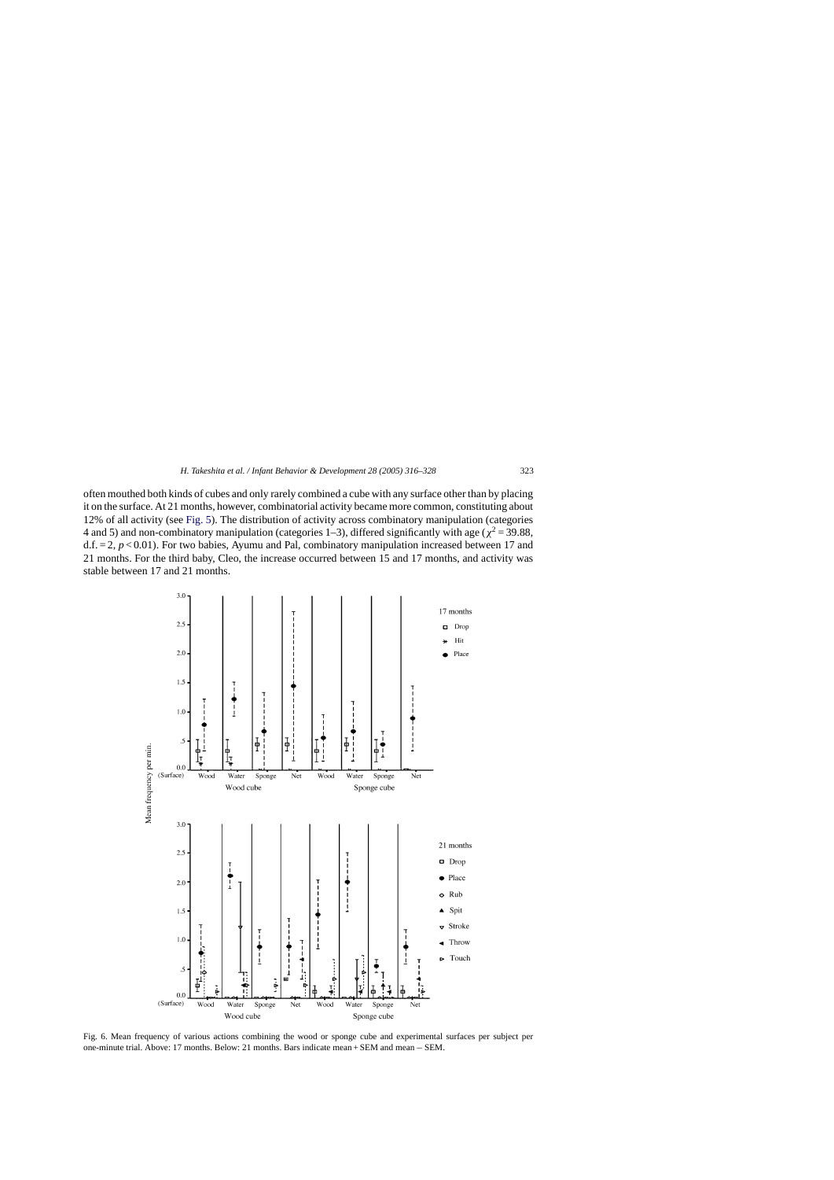often mouthed both kinds of cubes and only rarely combined a cube with any surface other than by placing it on the surface. At 21 months, however, combinatorial activity became more common, constituting about 12% of all activity (see Fig. 5). The distribution of activity across combinatory manipulation (categories 4 and 5) and non-combinatory manipulation (categories 1–3), differed significantly with age ($\chi^2 = 39.88$, d.f. = 2, $p < 0.01$). For two babies, Ayumu and Pal, combinatory manipulation increased between 17 and 21 months. For the third baby, Cleo, the increase occurred between 15 and 17 months, and activity was stable between 17 and 21 months.

Fig. 6. Mean frequency of various actions combining the wood or sponge cube and experimental surfaces per subject per one-minute trial. Above: 17 months. Below: 21 months. Bars indicate mean + SEM and mean − SEM.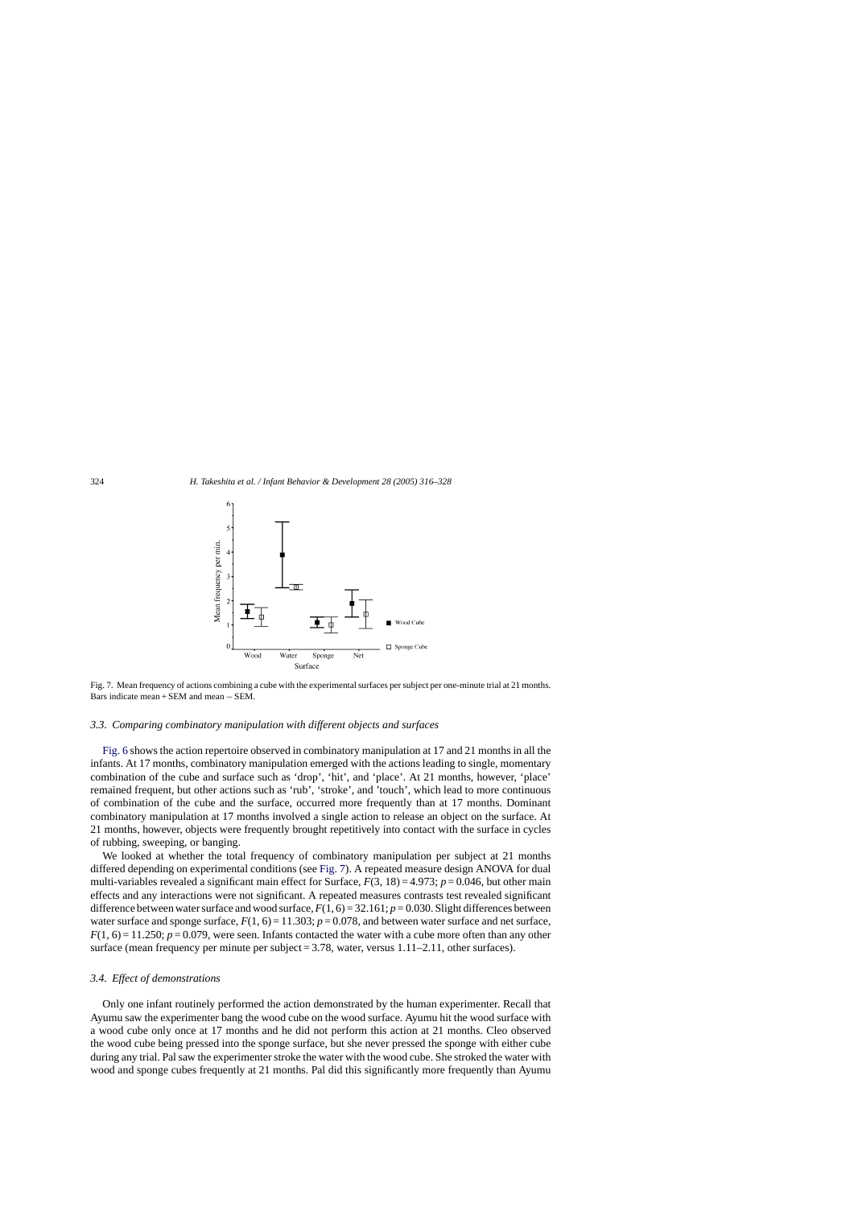Fig. 7. Mean frequency of actions combining a cube with the experimental surfaces per subject per one-minute trial at 21 months. Bars indicate mean + SEM and mean − SEM.

### 3.3. Comparing combinatory manipulation with different objects and surfaces

Fig. 6 shows the action repertoire observed in combinatory manipulation at 17 and 21 months in all the infants. At 17 months, combinatory manipulation emerged with the actions leading to single, momentary combination of the cube and surface such as 'drop', 'hit', and 'place'. At 21 months, however, 'place' remained frequent, but other actions such as 'rub', 'stroke', and 'touch', which lead to more continuous of combination of the cube and the surface, occurred more frequently than at 17 months. Dominant combinatory manipulation at 17 months involved a single action to release an object on the surface. At 21 months, however, objects were frequently brought repetitively into contact with the surface in cycles of rubbing, sweeping, or banging.

We looked at whether the total frequency of combinatory manipulation per subject at 21 months differed depending on experimental conditions (see Fig. 7). A repeated measure design ANOVA for dual multi-variables revealed a significant main effect for Surface, $F(3, 18) = 4.973$; $p = 0.046$, but other main effects and any interactions were not significant. A repeated measures contrasts test revealed significant difference between water surface and wood surface, $F(1, 6) = 32.161$; $p = 0.030$. Slight differences between water surface and sponge surface, $F(1, 6) = 11.303$; $p = 0.078$, and between water surface and net surface, $F(1, 6) = 11.250$; $p = 0.079$, were seen. Infants contacted the water with a cube more often than any other surface (mean frequency per minute per subject = 3.78, water, versus 1.11–2.11, other surfaces).

### 3.4. Effect of demonstrations

Only one infant routinely performed the action demonstrated by the human experimenter. Recall that Ayumu saw the experimenter bang the wood cube on the wood surface. Ayumu hit the wood surface with a wood cube only once at 17 months and he did not perform this action at 21 months. Cleo observed the wood cube being pressed into the sponge surface, but she never pressed the sponge with either cube during any trial. Pal saw the experimenter stroke the water with the wood cube. She stroked the water with wood and sponge cubes frequently at 21 months. Pal did this significantly more frequently than Ayumu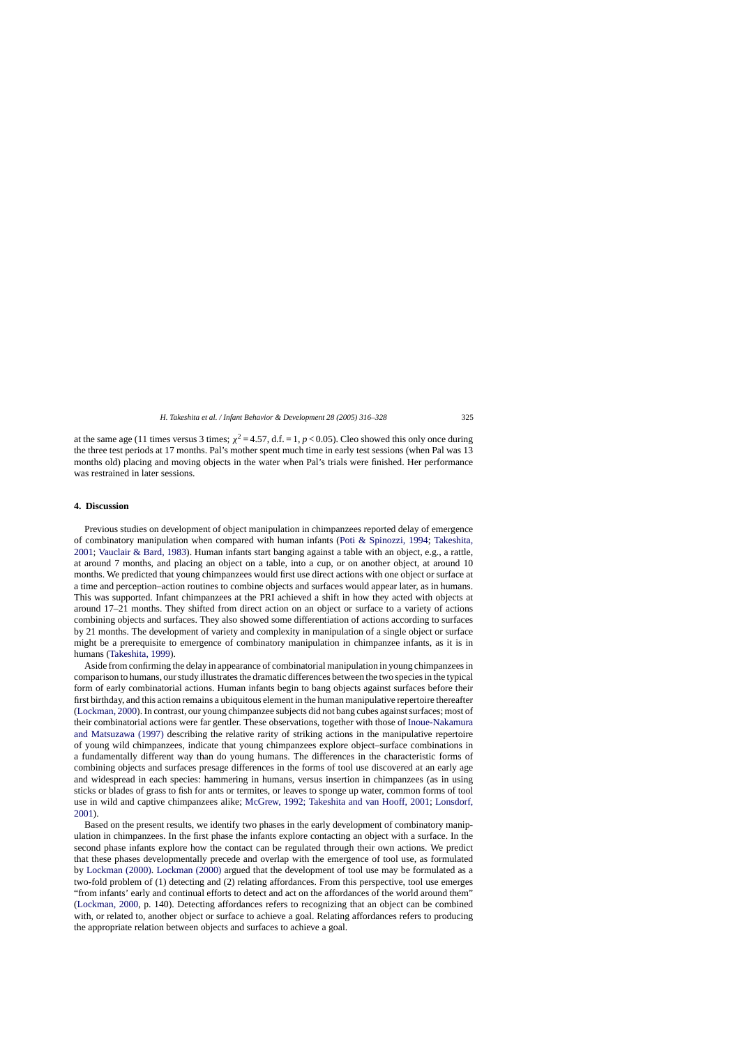at the same age (11 times versus 3 times; $\chi^2 = 4.57$, d.f. = 1, $p < 0.05$). Cleo showed this only once during the three test periods at 17 months. Pal's mother spent much time in early test sessions (when Pal was 13 months old) placing and moving objects in the water when Pal's trials were finished. Her performance was restrained in later sessions.

## 4. Discussion

Previous studies on development of object manipulation in chimpanzees reported delay of emergence of combinatory manipulation when compared with human infants (Poti & Spinozzi, 1994; Takeshita, 2001; Vauclair & Bard, 1983). Human infants start banging against a table with an object, e.g., a rattle, at around 7 months, and placing an object on a table, into a cup, or on another object, at around 10 months. We predicted that young chimpanzees would first use direct actions with one object or surface at a time and perception–action routines to combine objects and surfaces would appear later, as in humans. This was supported. Infant chimpanzees at the PRI achieved a shift in how they acted with objects at around 17–21 months. They shifted from direct action on an object or surface to a variety of actions combining objects and surfaces. They also showed some differentiation of actions according to surfaces by 21 months. The development of variety and complexity in manipulation of a single object or surface might be a prerequisite to emergence of combinatory manipulation in chimpanzee infants, as it is in humans (Takeshita, 1999).

Aside from confirming the delay in appearance of combinatorial manipulation in young chimpanzees in comparison to humans, our study illustrates the dramatic differences between the two species in the typical form of early combinatorial actions. Human infants begin to bang objects against surfaces before their first birthday, and this action remains a ubiquitous element in the human manipulative repertoire thereafter (Lockman, 2000). In contrast, our young chimpanzee subjects did not bang cubes against surfaces; most of their combinatorial actions were far gentler. These observations, together with those of Inoue-Nakamura and Matsuzawa (1997) describing the relative rarity of striking actions in the manipulative repertoire of young wild chimpanzees, indicate that young chimpanzees explore object–surface combinations in a fundamentally different way than do young humans. The differences in the characteristic forms of combining objects and surfaces presage differences in the forms of tool use discovered at an early age and widespread in each species: hammering in humans, versus insertion in chimpanzees (as in using sticks or blades of grass to fish for ants or termites, or leaves to sponge up water, common forms of tool use in wild and captive chimpanzees alike; McGrew, 1992; Takeshita and van Hooff, 2001; Lonsdorf, 2001).

Based on the present results, we identify two phases in the early development of combinatory manipulation in chimpanzees. In the first phase the infants explore contacting an object with a surface. In the second phase infants explore how the contact can be regulated through their own actions. We predict that these phases developmentally precede and overlap with the emergence of tool use, as formulated by Lockman (2000). Lockman (2000) argued that the development of tool use may be formulated as a two-fold problem of (1) detecting and (2) relating affordances. From this perspective, tool use emerges "from infants' early and continual efforts to detect and act on the affordances of the world around them" (Lockman, 2000, p. 140). Detecting affordances refers to recognizing that an object can be combined with, or related to, another object or surface to achieve a goal. Relating affordances refers to producing the appropriate relation between objects and surfaces to achieve a goal.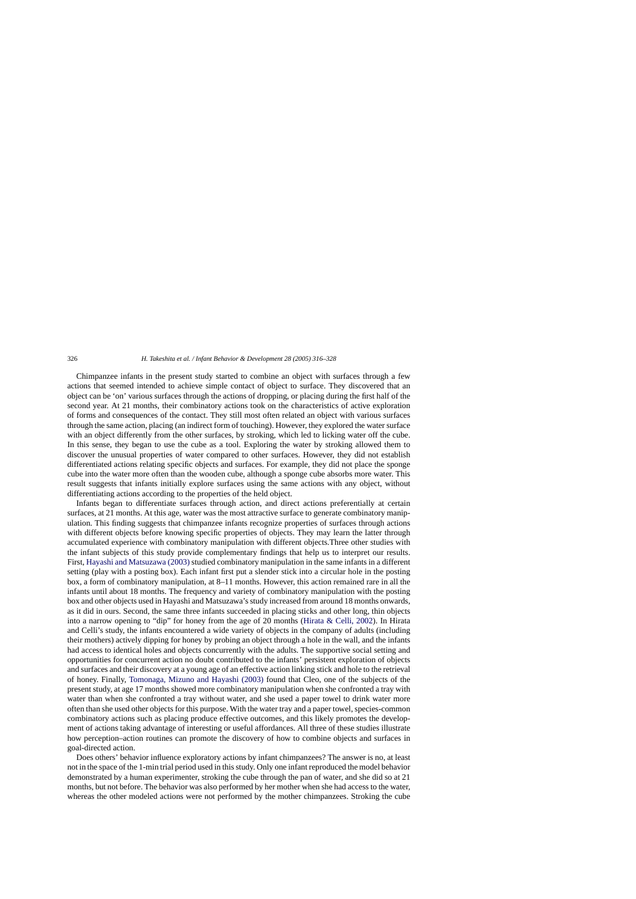Chimpanzee infants in the present study started to combine an object with surfaces through a few actions that seemed intended to achieve simple contact of object to surface. They discovered that an object can be 'on' various surfaces through the actions of dropping, or placing during the first half of the second year. At 21 months, their combinatory actions took on the characteristics of active exploration of forms and consequences of the contact. They still most often related an object with various surfaces through the same action, placing (an indirect form of touching). However, they explored the water surface with an object differently from the other surfaces, by stroking, which led to licking water off the cube. In this sense, they began to use the cube as a tool. Exploring the water by stroking allowed them to discover the unusual properties of water compared to other surfaces. However, they did not establish differentiated actions relating specific objects and surfaces. For example, they did not place the sponge cube into the water more often than the wooden cube, although a sponge cube absorbs more water. This result suggests that infants initially explore surfaces using the same actions with any object, without differentiating actions according to the properties of the held object.

Infants began to differentiate surfaces through action, and direct actions preferentially at certain surfaces, at 21 months. At this age, water was the most attractive surface to generate combinatory manipulation. This finding suggests that chimpanzee infants recognize properties of surfaces through actions with different objects before knowing specific properties of objects. They may learn the latter through accumulated experience with combinatory manipulation with different objects.Three other studies with the infant subjects of this study provide complementary findings that help us to interpret our results. First, Hayashi and Matsuzawa (2003) studied combinatory manipulation in the same infants in a different setting (play with a posting box). Each infant first put a slender stick into a circular hole in the posting box, a form of combinatory manipulation, at 8–11 months. However, this action remained rare in all the infants until about 18 months. The frequency and variety of combinatory manipulation with the posting box and other objects used in Hayashi and Matsuzawa's study increased from around 18 months onwards, as it did in ours. Second, the same three infants succeeded in placing sticks and other long, thin objects into a narrow opening to "dip" for honey from the age of 20 months (Hirata & Celli, 2002). In Hirata and Celli's study, the infants encountered a wide variety of objects in the company of adults (including their mothers) actively dipping for honey by probing an object through a hole in the wall, and the infants had access to identical holes and objects concurrently with the adults. The supportive social setting and opportunities for concurrent action no doubt contributed to the infants' persistent exploration of objects and surfaces and their discovery at a young age of an effective action linking stick and hole to the retrieval of honey. Finally, Tomonaga, Mizuno and Hayashi (2003) found that Cleo, one of the subjects of the present study, at age 17 months showed more combinatory manipulation when she confronted a tray with water than when she confronted a tray without water, and she used a paper towel to drink water more often than she used other objects for this purpose. With the water tray and a paper towel, species-common combinatory actions such as placing produce effective outcomes, and this likely promotes the development of actions taking advantage of interesting or useful affordances. All three of these studies illustrate how perception–action routines can promote the discovery of how to combine objects and surfaces in goal-directed action.

Does others' behavior influence exploratory actions by infant chimpanzees? The answer is no, at least not in the space of the 1-min trial period used in this study. Only one infant reproduced the model behavior demonstrated by a human experimenter, stroking the cube through the pan of water, and she did so at 21 months, but not before. The behavior was also performed by her mother when she had access to the water, whereas the other modeled actions were not performed by the mother chimpanzees. Stroking the cube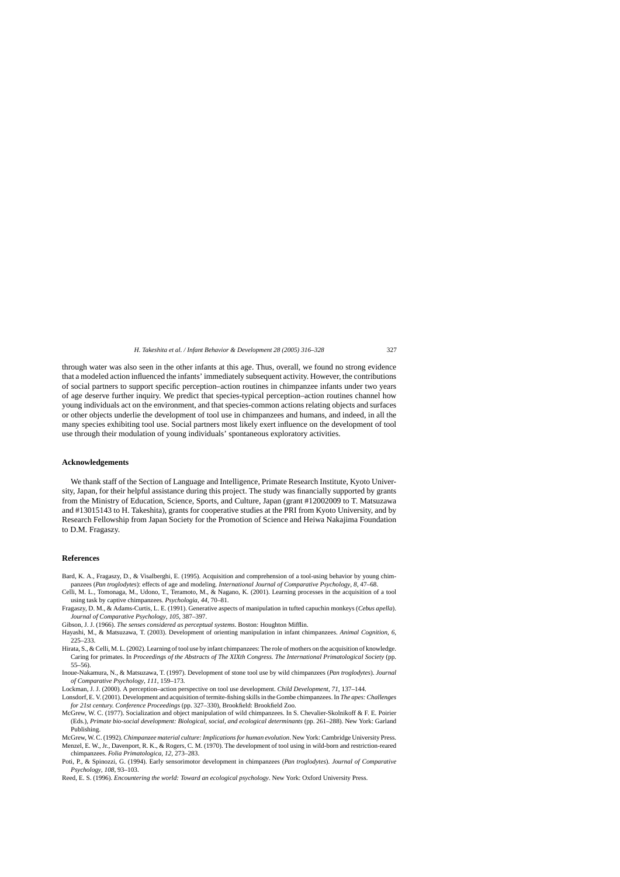through water was also seen in the other infants at this age. Thus, overall, we found no strong evidence that a modeled action influenced the infants' immediately subsequent activity. However, the contributions of social partners to support specific perception–action routines in chimpanzee infants under two years of age deserve further inquiry. We predict that species-typical perception–action routines channel how young individuals act on the environment, and that species-common actions relating objects and surfaces or other objects underlie the development of tool use in chimpanzees and humans, and indeed, in all the many species exhibiting tool use. Social partners most likely exert influence on the development of tool use through their modulation of young individuals' spontaneous exploratory activities.

## Acknowledgements

We thank staff of the Section of Language and Intelligence, Primate Research Institute, Kyoto University, Japan, for their helpful assistance during this project. The study was financially supported by grants from the Ministry of Education, Science, Sports, and Culture, Japan (grant #12002009 to T. Matsuzawa and #13015143 to H. Takeshita), grants for cooperative studies at the PRI from Kyoto University, and by Research Fellowship from Japan Society for the Promotion of Science and Heiwa Nakajima Foundation to D.M. Fragaszy.

## References

Bard, K. A., Fragaszy, D., & Visalberghi, E. (1995). Acquisition and comprehension of a tool-using behavior by young chimpanzees (*Pan troglodytes*): effects of age and modeling. *International Journal of Comparative Psychology*, *8*, 47–68.

Celli, M. L., Tomonaga, M., Udono, T., Teramoto, M., & Nagano, K. (2001). Learning processes in the acquisition of a tool using task by captive chimpanzees. *Psychologia*, *44*, 70–81.

Fragaszy, D. M., & Adams-Curtis, L. E. (1991). Generative aspects of manipulation in tufted capuchin monkeys (*Cebus apella*). *Journal of Comparative Psychology*, *105*, 387–397.

Gibson, J. J. (1966). *The senses considered as perceptual systems*. Boston: Houghton Mifflin.

Hayashi, M., & Matsuzawa, T. (2003). Development of orienting manipulation in infant chimpanzees. *Animal Cognition*, *6*, 225–233.

Hirata, S., & Celli, M. L. (2002). Learning of tool use by infant chimpanzees: The role of mothers on the acquisition of knowledge. Caring for primates. In *Proceedings of the Abstracts of The XIXth Congress. The International Primatological Society* (pp. 55–56).

Inoue-Nakamura, N., & Matsuzawa, T. (1997). Development of stone tool use by wild chimpanzees (*Pan troglodytes*). *Journal of Comparative Psychology*, *111*, 159–173.

Lockman, J. J. (2000). A perception–action perspective on tool use development. *Child Development*, *71*, 137–144.

Lonsdorf, E. V. (2001). Development and acquisition of termite-fishing skills in the Gombe chimpanzees. In *The apes: Challenges for 21st century. Conference Proceedings* (pp. 327–330), Brookfield: Brookfield Zoo.

McGrew, W. C. (1977). Socialization and object manipulation of wild chimpanzees. In S. Chevalier-Skolnikoff & F. E. Poirier (Eds.), *Primate bio-social development: Biological, social, and ecological determinants* (pp. 261–288). New York: Garland Publishing.

McGrew, W. C. (1992). *Chimpanzee material culture: Implications for human evolution*. New York: Cambridge University Press.

Menzel, E. W., Jr., Davenport, R. K., & Rogers, C. M. (1970). The development of tool using in wild-born and restriction-reared chimpanzees. *Folia Primatologica*, *12*, 273–283.

Poti, P., & Spinozzi, G. (1994). Early sensorimotor development in chimpanzees (*Pan troglodytes*). *Journal of Comparative Psychology*, *108*, 93–103.

Reed, E. S. (1996). *Encountering the world: Toward an ecological psychology*. New York: Oxford University Press.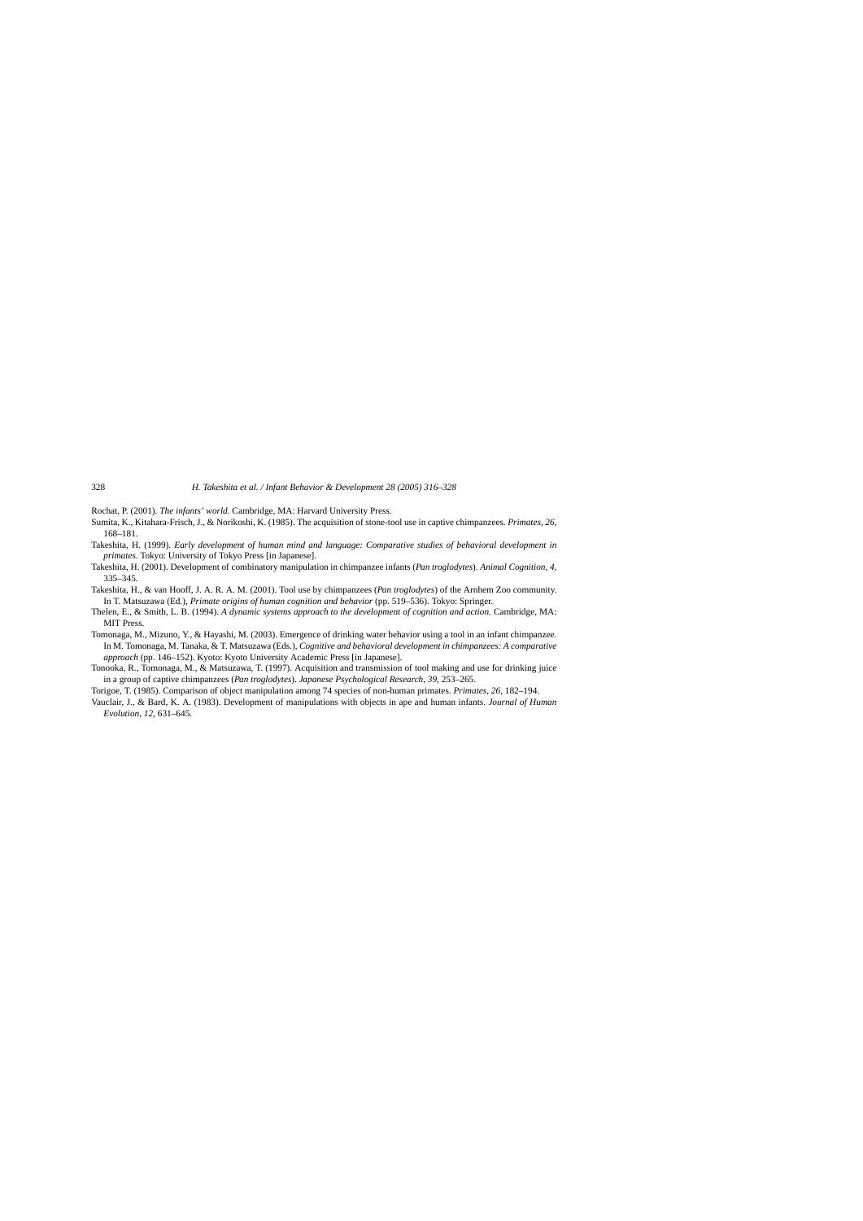Rochat, P. (2001). *The infants' world*. Cambridge, MA: Harvard University Press.

Sumita, K., Kitahara-Frisch, J., & Norikoshi, K. (1985). The acquisition of stone-tool use in captive chimpanzees. *Primates*, *26*, 168–181.

Takeshita, H. (1999). *Early development of human mind and language: Comparative studies of behavioral development in primates*. Tokyo: University of Tokyo Press [in Japanese].

Takeshita, H. (2001). Development of combinatory manipulation in chimpanzee infants (*Pan troglodytes*). *Animal Cognition*, *4*, 335–345.

Takeshita, H., & van Hooff, J. A. R. A. M. (2001). Tool use by chimpanzees (*Pan troglodytes*) of the Arnhem Zoo community. In T. Matsuzawa (Ed.), *Primate origins of human cognition and behavior* (pp. 519–536). Tokyo: Springer.

Thelen, E., & Smith, L. B. (1994). *A dynamic systems approach to the development of cognition and action*. Cambridge, MA: MIT Press.

Tomonaga, M., Mizuno, Y., & Hayashi, M. (2003). Emergence of drinking water behavior using a tool in an infant chimpanzee. In M. Tomonaga, M. Tanaka, & T. Matsuzawa (Eds.), *Cognitive and behavioral development in chimpanzees: A comparative approach* (pp. 146–152). Kyoto: Kyoto University Academic Press [in Japanese].

Tonooka, R., Tomonaga, M., & Matsuzawa, T. (1997). Acquisition and transmission of tool making and use for drinking juice in a group of captive chimpanzees (*Pan troglodytes*). *Japanese Psychological Research*, *39*, 253–265.

Torigoe, T. (1985). Comparison of object manipulation among 74 species of non-human primates. *Primates*, *26*, 182–194.

Vauclair, J., & Bard, K. A. (1983). Development of manipulations with objects in ape and human infants. *Journal of Human Evolution*, *12*, 631–645.